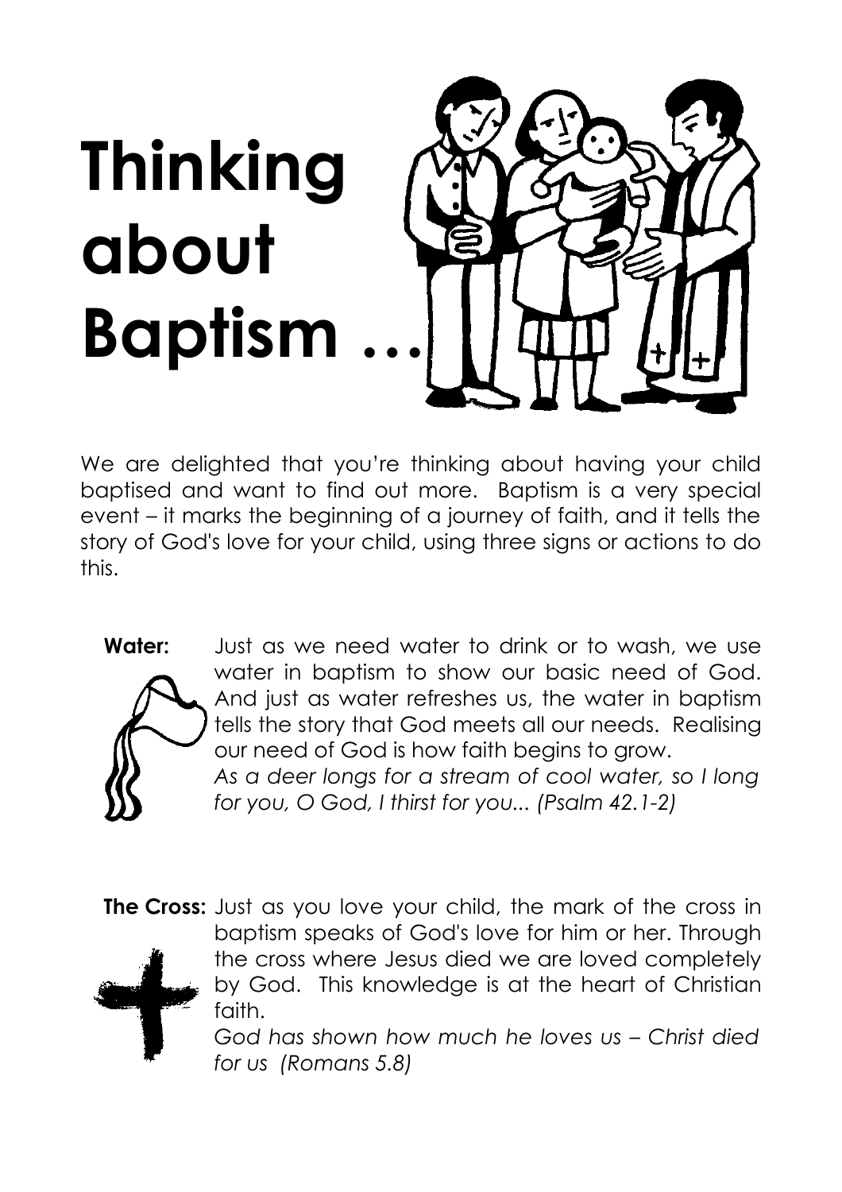# Thinking about Baptism …

We are delighted that you're thinking about having your child baptised and want to find out more. Baptism is a very special event – it marks the beginning of a journey of faith, and it tells the story of God's love for your child, using three signs or actions to do this.

**Water:** Just as we need water to drink or to wash, we use water in baptism to show our basic need of God. And just as water refreshes us, the water in baptism tells the story that God meets all our needs. Realising our need of God is how faith begins to grow.
*As a deer longs for a stream of cool water, so I long for you, O God, I thirst for you... (Psalm 42.1-2)*

**The Cross:** Just as you love your child, the mark of the cross in baptism speaks of God's love for him or her. Through the cross where Jesus died we are loved completely by God. This knowledge is at the heart of Christian faith.
*God has shown how much he loves us – Christ died for us (Romans 5.8)*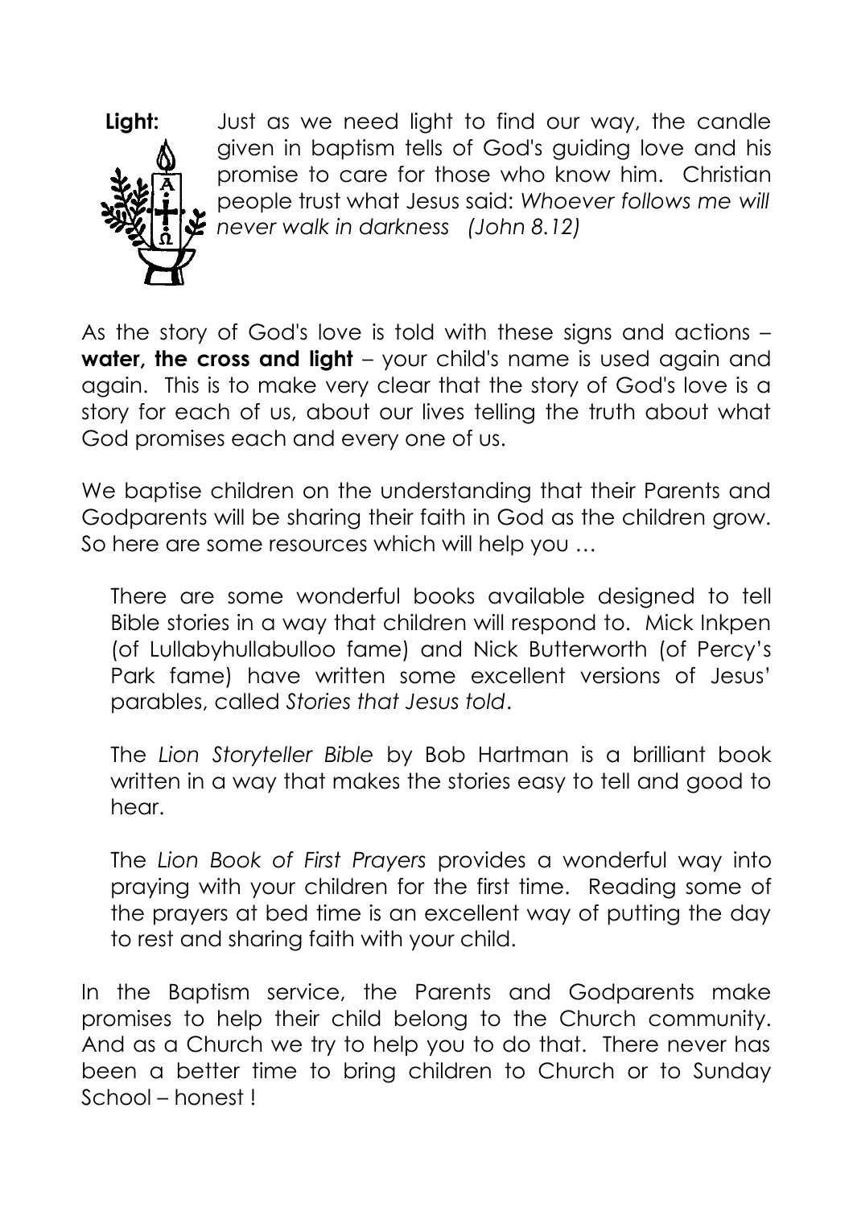**Light:** Just as we need light to find our way, the candle given in baptism tells of God's guiding love and his promise to care for those who know him. Christian people trust what Jesus said: *Whoever follows me will never walk in darkness (John 8.12)*

As the story of God's love is told with these signs and actions – **water, the cross and light** – your child's name is used again and again. This is to make very clear that the story of God's love is a story for each of us, about our lives telling the truth about what God promises each and every one of us.

We baptise children on the understanding that their Parents and Godparents will be sharing their faith in God as the children grow. So here are some resources which will help you …

There are some wonderful books available designed to tell Bible stories in a way that children will respond to. Mick Inkpen (of Lullabyhullabulloo fame) and Nick Butterworth (of Percy's Park fame) have written some excellent versions of Jesus' parables, called *Stories that Jesus told*.

The *Lion Storyteller Bible* by Bob Hartman is a brilliant book written in a way that makes the stories easy to tell and good to hear.

The *Lion Book of First Prayers* provides a wonderful way into praying with your children for the first time. Reading some of the prayers at bed time is an excellent way of putting the day to rest and sharing faith with your child.

In the Baptism service, the Parents and Godparents make promises to help their child belong to the Church community. And as a Church we try to help you to do that. There never has been a better time to bring children to Church or to Sunday School – honest !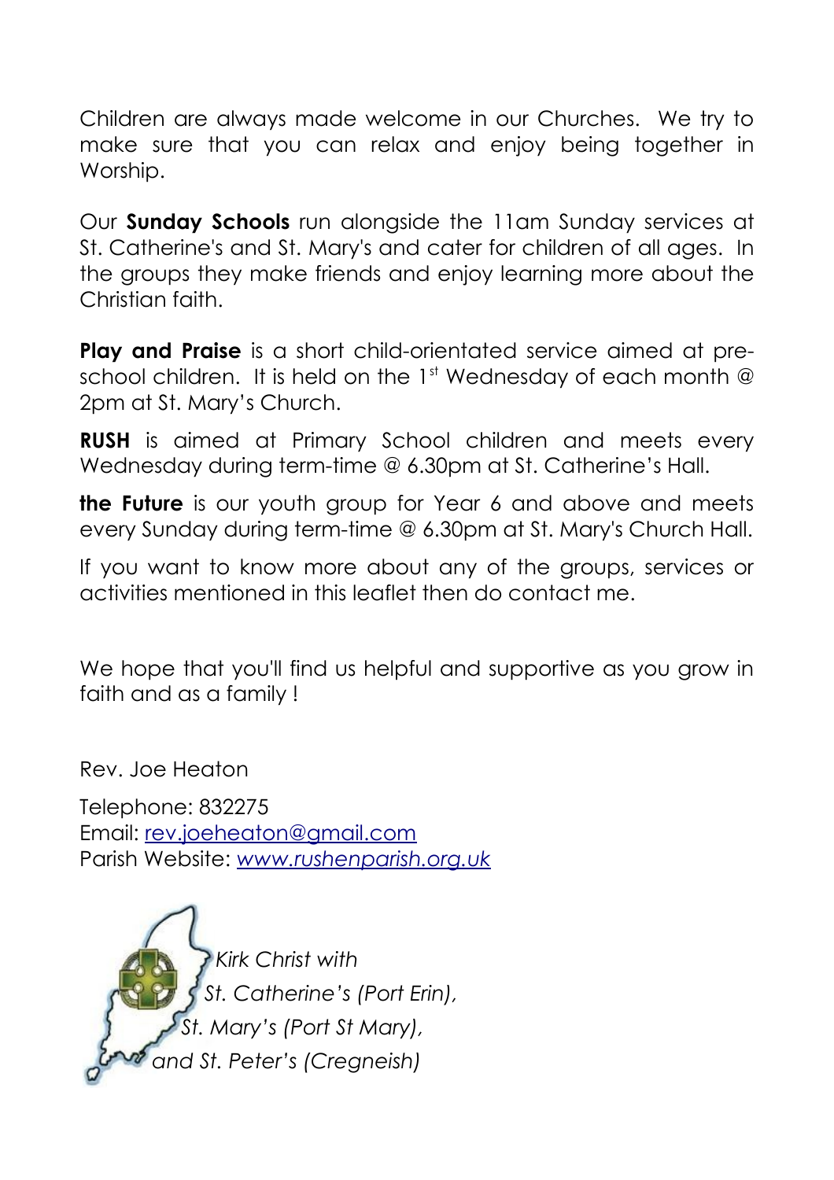Children are always made welcome in our Churches. We try to make sure that you can relax and enjoy being together in Worship.

Our **Sunday Schools** run alongside the 11am Sunday services at St. Catherine's and St. Mary's and cater for children of all ages. In the groups they make friends and enjoy learning more about the Christian faith.

**Play and Praise** is a short child-orientated service aimed at pre-school children. It is held on the 1st Wednesday of each month @ 2pm at St. Mary's Church.

**RUSH** is aimed at Primary School children and meets every Wednesday during term-time @ 6.30pm at St. Catherine's Hall.

**the Future** is our youth group for Year 6 and above and meets every Sunday during term-time @ 6.30pm at St. Mary's Church Hall.

If you want to know more about any of the groups, services or activities mentioned in this leaflet then do contact me.

We hope that you'll find us helpful and supportive as you grow in faith and as a family !

Rev. Joe Heaton

Telephone: 832275
Email: rev.joeheaton@gmail.com
Parish Website: *www.rushenparish.org.uk*

*Kirk Christ with*
*St. Catherine's (Port Erin),*
*St. Mary's (Port St Mary),*
*and St. Peter's (Cregneish)*